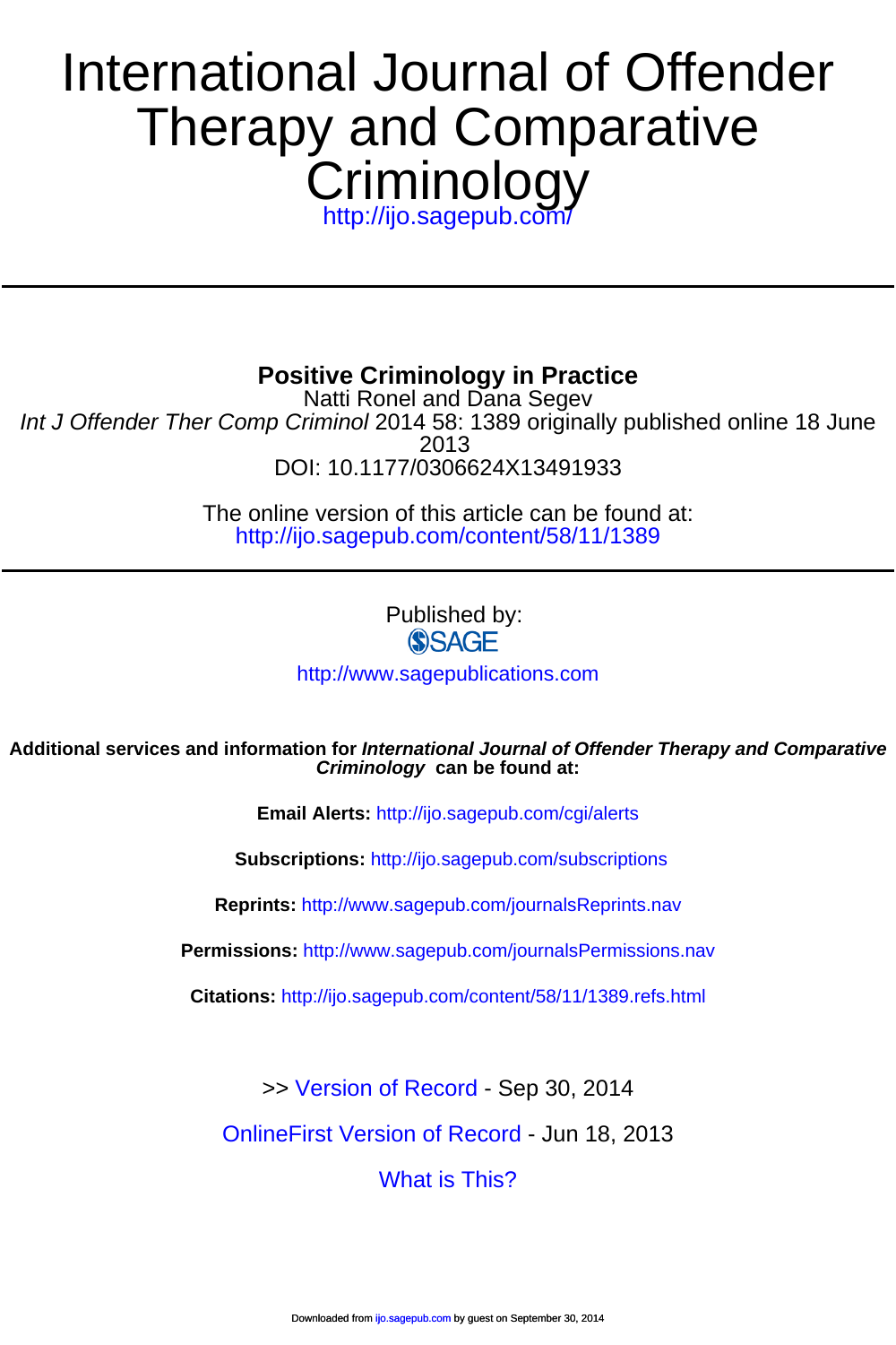# International Journal of Offender Therapy and Comparative Criminology

http://ijo.sagepub.com/

## Positive Criminology in Practice

Natti Ronel and Dana Segev

*Int J Offender Ther Comp Criminol* 2014 58: 1389 originally published online 18 June 2013

DOI: 10.1177/0306624X13491933

The online version of this article can be found at:
http://ijo.sagepub.com/content/58/11/1389

Published by:

SAGE

http://www.sagepublications.com

**Additional services and information for *International Journal of Offender Therapy and Comparative Criminology* can be found at:**

**Email Alerts:** http://ijo.sagepub.com/cgi/alerts

**Subscriptions:** http://ijo.sagepub.com/subscriptions

**Reprints:** http://www.sagepub.com/journalsReprints.nav

**Permissions:** http://www.sagepub.com/journalsPermissions.nav

**Citations:** http://ijo.sagepub.com/content/58/11/1389.refs.html

>> Version of Record - Sep 30, 2014

OnlineFirst Version of Record - Jun 18, 2013

What is This?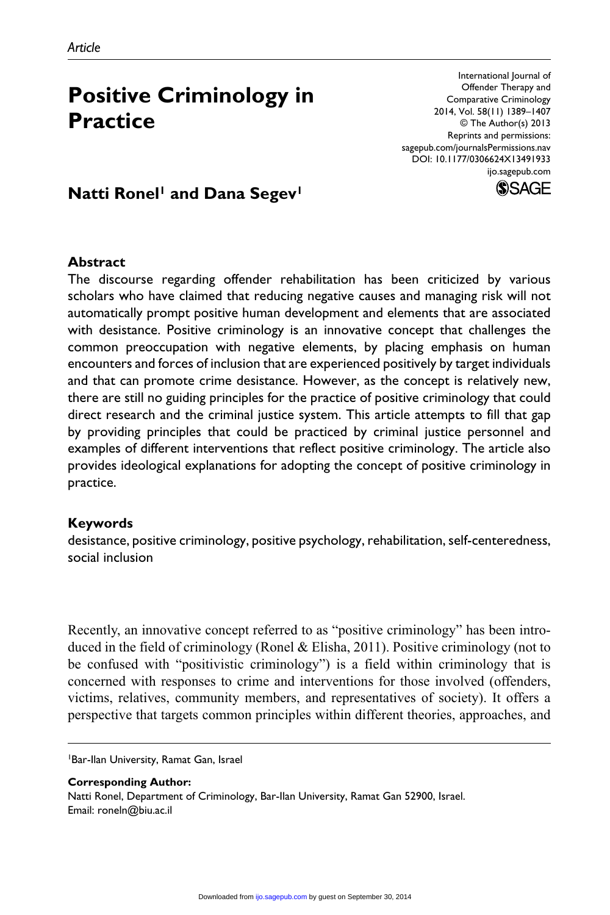*Article*

# Positive Criminology in Practice

**Natti Ronel[1] and Dana Segev[1]**

## Abstract

The discourse regarding offender rehabilitation has been criticized by various scholars who have claimed that reducing negative causes and managing risk will not automatically prompt positive human development and elements that are associated with desistance. Positive criminology is an innovative concept that challenges the common preoccupation with negative elements, by placing emphasis on human encounters and forces of inclusion that are experienced positively by target individuals and that can promote crime desistance. However, as the concept is relatively new, there are still no guiding principles for the practice of positive criminology that could direct research and the criminal justice system. This article attempts to fill that gap by providing principles that could be practiced by criminal justice personnel and examples of different interventions that reflect positive criminology. The article also provides ideological explanations for adopting the concept of positive criminology in practice.

## Keywords

desistance, positive criminology, positive psychology, rehabilitation, self-centeredness, social inclusion

Recently, an innovative concept referred to as "positive criminology" has been introduced in the field of criminology (Ronel & Elisha, 2011). Positive criminology (not to be confused with "positivistic criminology") is a field within criminology that is concerned with responses to crime and interventions for those involved (offenders, victims, relatives, community members, and representatives of society). It offers a perspective that targets common principles within different theories, approaches, and

[1]Bar-Ilan University, Ramat Gan, Israel

**Corresponding Author:**
Natti Ronel, Department of Criminology, Bar-Ilan University, Ramat Gan 52900, Israel.
Email: roneln@biu.ac.il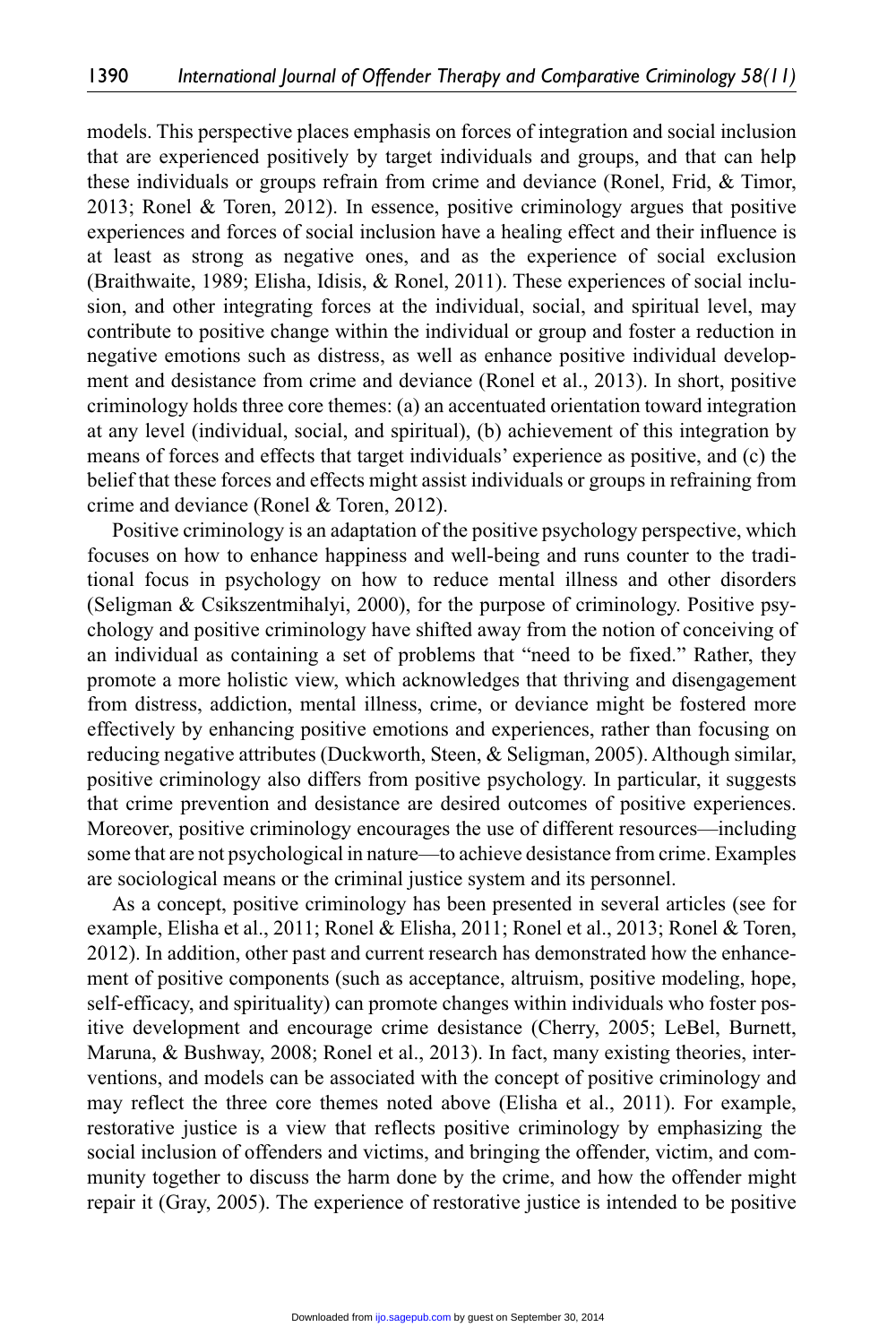models. This perspective places emphasis on forces of integration and social inclusion that are experienced positively by target individuals and groups, and that can help these individuals or groups refrain from crime and deviance (Ronel, Frid, & Timor, 2013; Ronel & Toren, 2012). In essence, positive criminology argues that positive experiences and forces of social inclusion have a healing effect and their influence is at least as strong as negative ones, and as the experience of social exclusion (Braithwaite, 1989; Elisha, Idisis, & Ronel, 2011). These experiences of social inclusion, and other integrating forces at the individual, social, and spiritual level, may contribute to positive change within the individual or group and foster a reduction in negative emotions such as distress, as well as enhance positive individual development and desistance from crime and deviance (Ronel et al., 2013). In short, positive criminology holds three core themes: (a) an accentuated orientation toward integration at any level (individual, social, and spiritual), (b) achievement of this integration by means of forces and effects that target individuals' experience as positive, and (c) the belief that these forces and effects might assist individuals or groups in refraining from crime and deviance (Ronel & Toren, 2012).

Positive criminology is an adaptation of the positive psychology perspective, which focuses on how to enhance happiness and well-being and runs counter to the traditional focus in psychology on how to reduce mental illness and other disorders (Seligman & Csikszentmihalyi, 2000), for the purpose of criminology. Positive psychology and positive criminology have shifted away from the notion of conceiving of an individual as containing a set of problems that "need to be fixed." Rather, they promote a more holistic view, which acknowledges that thriving and disengagement from distress, addiction, mental illness, crime, or deviance might be fostered more effectively by enhancing positive emotions and experiences, rather than focusing on reducing negative attributes (Duckworth, Steen, & Seligman, 2005). Although similar, positive criminology also differs from positive psychology. In particular, it suggests that crime prevention and desistance are desired outcomes of positive experiences. Moreover, positive criminology encourages the use of different resources—including some that are not psychological in nature—to achieve desistance from crime. Examples are sociological means or the criminal justice system and its personnel.

As a concept, positive criminology has been presented in several articles (see for example, Elisha et al., 2011; Ronel & Elisha, 2011; Ronel et al., 2013; Ronel & Toren, 2012). In addition, other past and current research has demonstrated how the enhancement of positive components (such as acceptance, altruism, positive modeling, hope, self-efficacy, and spirituality) can promote changes within individuals who foster positive development and encourage crime desistance (Cherry, 2005; LeBel, Burnett, Maruna, & Bushway, 2008; Ronel et al., 2013). In fact, many existing theories, interventions, and models can be associated with the concept of positive criminology and may reflect the three core themes noted above (Elisha et al., 2011). For example, restorative justice is a view that reflects positive criminology by emphasizing the social inclusion of offenders and victims, and bringing the offender, victim, and community together to discuss the harm done by the crime, and how the offender might repair it (Gray, 2005). The experience of restorative justice is intended to be positive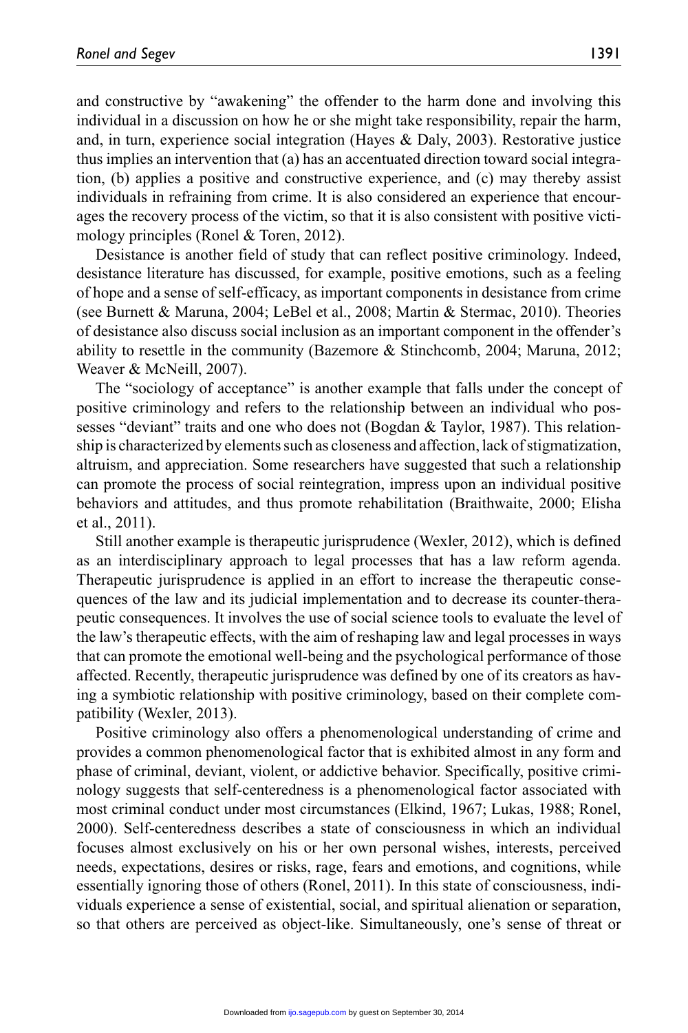and constructive by "awakening" the offender to the harm done and involving this individual in a discussion on how he or she might take responsibility, repair the harm, and, in turn, experience social integration (Hayes & Daly, 2003). Restorative justice thus implies an intervention that (a) has an accentuated direction toward social integration, (b) applies a positive and constructive experience, and (c) may thereby assist individuals in refraining from crime. It is also considered an experience that encourages the recovery process of the victim, so that it is also consistent with positive victimology principles (Ronel & Toren, 2012).

Desistance is another field of study that can reflect positive criminology. Indeed, desistance literature has discussed, for example, positive emotions, such as a feeling of hope and a sense of self-efficacy, as important components in desistance from crime (see Burnett & Maruna, 2004; LeBel et al., 2008; Martin & Stermac, 2010). Theories of desistance also discuss social inclusion as an important component in the offender's ability to resettle in the community (Bazemore & Stinchcomb, 2004; Maruna, 2012; Weaver & McNeill, 2007).

The "sociology of acceptance" is another example that falls under the concept of positive criminology and refers to the relationship between an individual who possesses "deviant" traits and one who does not (Bogdan & Taylor, 1987). This relationship is characterized by elements such as closeness and affection, lack of stigmatization, altruism, and appreciation. Some researchers have suggested that such a relationship can promote the process of social reintegration, impress upon an individual positive behaviors and attitudes, and thus promote rehabilitation (Braithwaite, 2000; Elisha et al., 2011).

Still another example is therapeutic jurisprudence (Wexler, 2012), which is defined as an interdisciplinary approach to legal processes that has a law reform agenda. Therapeutic jurisprudence is applied in an effort to increase the therapeutic consequences of the law and its judicial implementation and to decrease its counter-therapeutic consequences. It involves the use of social science tools to evaluate the level of the law's therapeutic effects, with the aim of reshaping law and legal processes in ways that can promote the emotional well-being and the psychological performance of those affected. Recently, therapeutic jurisprudence was defined by one of its creators as having a symbiotic relationship with positive criminology, based on their complete compatibility (Wexler, 2013).

Positive criminology also offers a phenomenological understanding of crime and provides a common phenomenological factor that is exhibited almost in any form and phase of criminal, deviant, violent, or addictive behavior. Specifically, positive criminology suggests that self-centeredness is a phenomenological factor associated with most criminal conduct under most circumstances (Elkind, 1967; Lukas, 1988; Ronel, 2000). Self-centeredness describes a state of consciousness in which an individual focuses almost exclusively on his or her own personal wishes, interests, perceived needs, expectations, desires or risks, rage, fears and emotions, and cognitions, while essentially ignoring those of others (Ronel, 2011). In this state of consciousness, individuals experience a sense of existential, social, and spiritual alienation or separation, so that others are perceived as object-like. Simultaneously, one's sense of threat or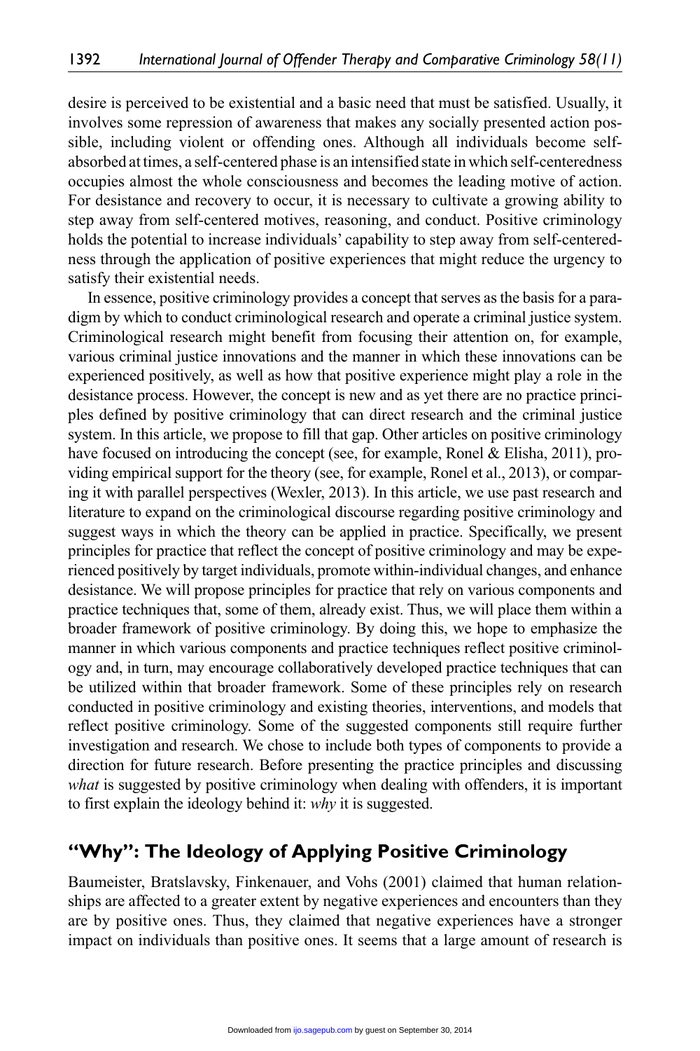desire is perceived to be existential and a basic need that must be satisfied. Usually, it involves some repression of awareness that makes any socially presented action possible, including violent or offending ones. Although all individuals become self-absorbed at times, a self-centered phase is an intensified state in which self-centeredness occupies almost the whole consciousness and becomes the leading motive of action. For desistance and recovery to occur, it is necessary to cultivate a growing ability to step away from self-centered motives, reasoning, and conduct. Positive criminology holds the potential to increase individuals' capability to step away from self-centeredness through the application of positive experiences that might reduce the urgency to satisfy their existential needs.

In essence, positive criminology provides a concept that serves as the basis for a paradigm by which to conduct criminological research and operate a criminal justice system. Criminological research might benefit from focusing their attention on, for example, various criminal justice innovations and the manner in which these innovations can be experienced positively, as well as how that positive experience might play a role in the desistance process. However, the concept is new and as yet there are no practice principles defined by positive criminology that can direct research and the criminal justice system. In this article, we propose to fill that gap. Other articles on positive criminology have focused on introducing the concept (see, for example, Ronel & Elisha, 2011), providing empirical support for the theory (see, for example, Ronel et al., 2013), or comparing it with parallel perspectives (Wexler, 2013). In this article, we use past research and literature to expand on the criminological discourse regarding positive criminology and suggest ways in which the theory can be applied in practice. Specifically, we present principles for practice that reflect the concept of positive criminology and may be experienced positively by target individuals, promote within-individual changes, and enhance desistance. We will propose principles for practice that rely on various components and practice techniques that, some of them, already exist. Thus, we will place them within a broader framework of positive criminology. By doing this, we hope to emphasize the manner in which various components and practice techniques reflect positive criminology and, in turn, may encourage collaboratively developed practice techniques that can be utilized within that broader framework. Some of these principles rely on research conducted in positive criminology and existing theories, interventions, and models that reflect positive criminology. Some of the suggested components still require further investigation and research. We chose to include both types of components to provide a direction for future research. Before presenting the practice principles and discussing *what* is suggested by positive criminology when dealing with offenders, it is important to first explain the ideology behind it: *why* it is suggested.

## "Why": The Ideology of Applying Positive Criminology

Baumeister, Bratslavsky, Finkenauer, and Vohs (2001) claimed that human relationships are affected to a greater extent by negative experiences and encounters than they are by positive ones. Thus, they claimed that negative experiences have a stronger impact on individuals than positive ones. It seems that a large amount of research is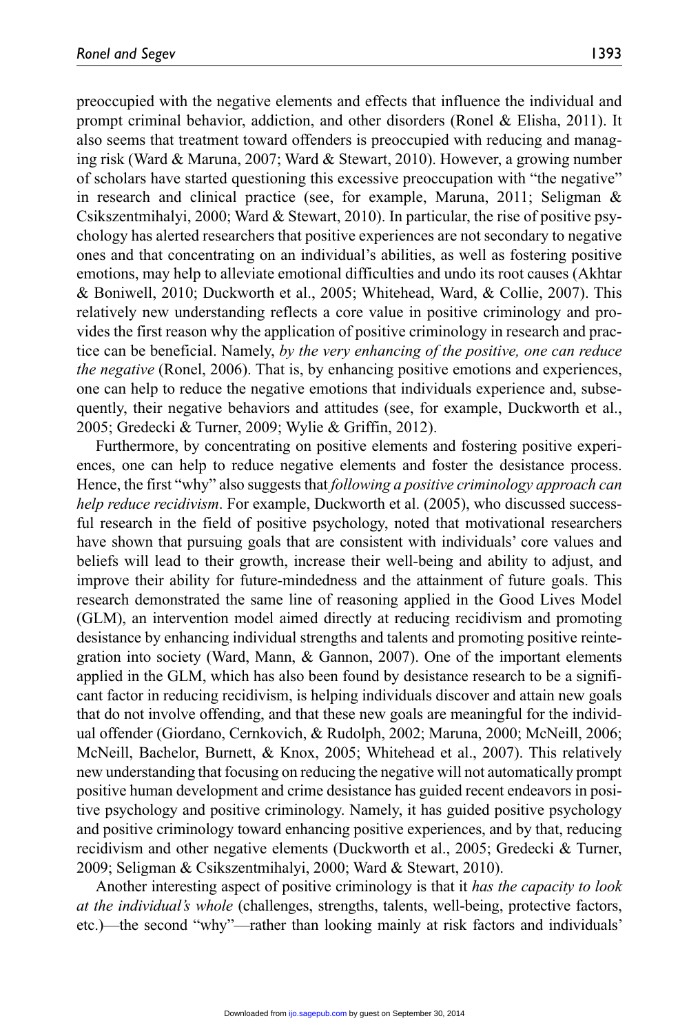preoccupied with the negative elements and effects that influence the individual and prompt criminal behavior, addiction, and other disorders (Ronel & Elisha, 2011). It also seems that treatment toward offenders is preoccupied with reducing and managing risk (Ward & Maruna, 2007; Ward & Stewart, 2010). However, a growing number of scholars have started questioning this excessive preoccupation with "the negative" in research and clinical practice (see, for example, Maruna, 2011; Seligman & Csikszentmihalyi, 2000; Ward & Stewart, 2010). In particular, the rise of positive psychology has alerted researchers that positive experiences are not secondary to negative ones and that concentrating on an individual's abilities, as well as fostering positive emotions, may help to alleviate emotional difficulties and undo its root causes (Akhtar & Boniwell, 2010; Duckworth et al., 2005; Whitehead, Ward, & Collie, 2007). This relatively new understanding reflects a core value in positive criminology and provides the first reason why the application of positive criminology in research and practice can be beneficial. Namely, *by the very enhancing of the positive, one can reduce the negative* (Ronel, 2006). That is, by enhancing positive emotions and experiences, one can help to reduce the negative emotions that individuals experience and, subsequently, their negative behaviors and attitudes (see, for example, Duckworth et al., 2005; Gredecki & Turner, 2009; Wylie & Griffin, 2012).

Furthermore, by concentrating on positive elements and fostering positive experiences, one can help to reduce negative elements and foster the desistance process. Hence, the first "why" also suggests that *following a positive criminology approach can help reduce recidivism*. For example, Duckworth et al. (2005), who discussed successful research in the field of positive psychology, noted that motivational researchers have shown that pursuing goals that are consistent with individuals' core values and beliefs will lead to their growth, increase their well-being and ability to adjust, and improve their ability for future-mindedness and the attainment of future goals. This research demonstrated the same line of reasoning applied in the Good Lives Model (GLM), an intervention model aimed directly at reducing recidivism and promoting desistance by enhancing individual strengths and talents and promoting positive reintegration into society (Ward, Mann, & Gannon, 2007). One of the important elements applied in the GLM, which has also been found by desistance research to be a significant factor in reducing recidivism, is helping individuals discover and attain new goals that do not involve offending, and that these new goals are meaningful for the individual offender (Giordano, Cernkovich, & Rudolph, 2002; Maruna, 2000; McNeill, 2006; McNeill, Bachelor, Burnett, & Knox, 2005; Whitehead et al., 2007). This relatively new understanding that focusing on reducing the negative will not automatically prompt positive human development and crime desistance has guided recent endeavors in positive psychology and positive criminology. Namely, it has guided positive psychology and positive criminology toward enhancing positive experiences, and by that, reducing recidivism and other negative elements (Duckworth et al., 2005; Gredecki & Turner, 2009; Seligman & Csikszentmihalyi, 2000; Ward & Stewart, 2010).

Another interesting aspect of positive criminology is that it *has the capacity to look at the individual's whole* (challenges, strengths, talents, well-being, protective factors, etc.)—the second "why"—rather than looking mainly at risk factors and individuals'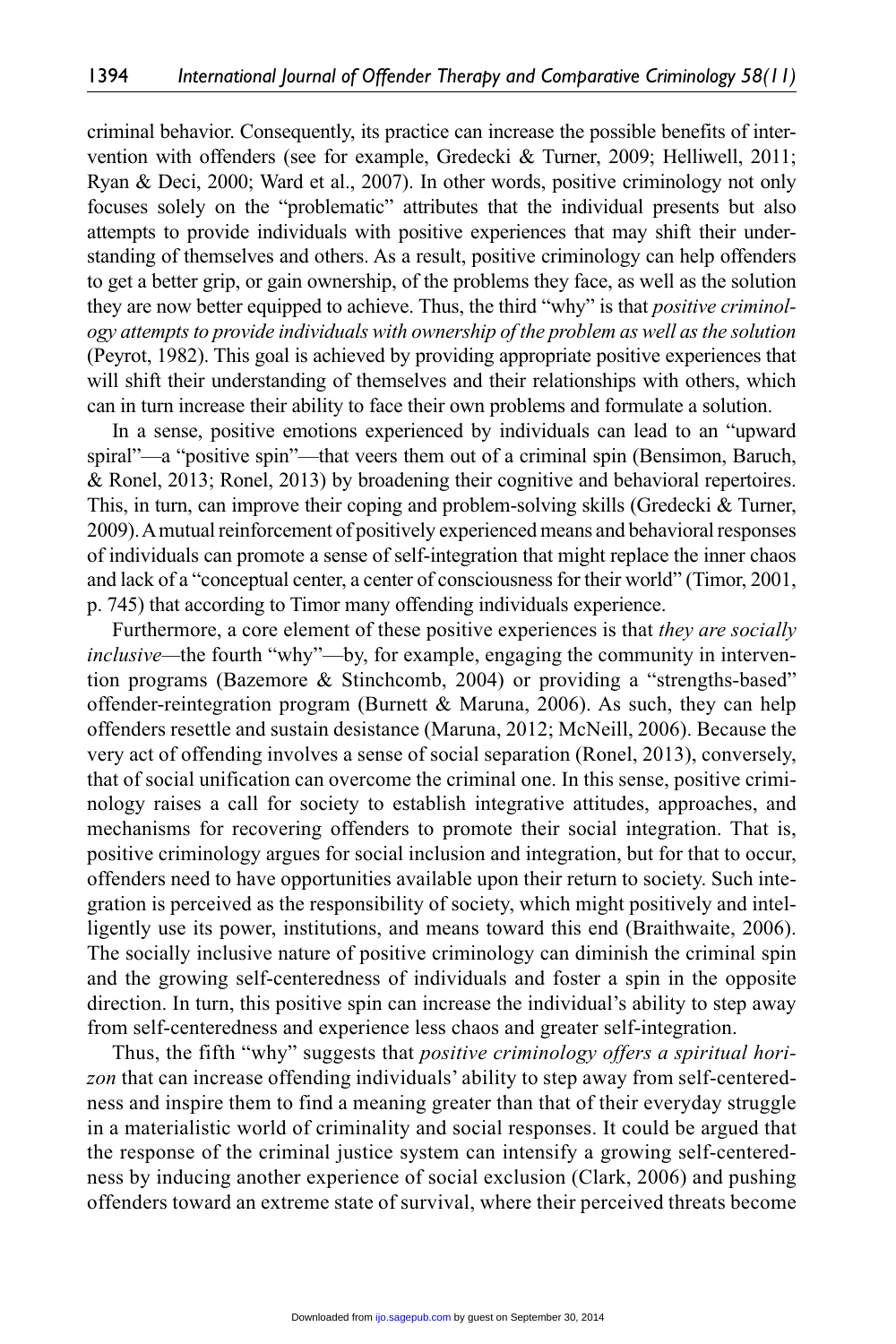criminal behavior. Consequently, its practice can increase the possible benefits of intervention with offenders (see for example, Gredecki & Turner, 2009; Helliwell, 2011; Ryan & Deci, 2000; Ward et al., 2007). In other words, positive criminology not only focuses solely on the "problematic" attributes that the individual presents but also attempts to provide individuals with positive experiences that may shift their understanding of themselves and others. As a result, positive criminology can help offenders to get a better grip, or gain ownership, of the problems they face, as well as the solution they are now better equipped to achieve. Thus, the third "why" is that *positive criminology attempts to provide individuals with ownership of the problem as well as the solution* (Peyrot, 1982). This goal is achieved by providing appropriate positive experiences that will shift their understanding of themselves and their relationships with others, which can in turn increase their ability to face their own problems and formulate a solution.

In a sense, positive emotions experienced by individuals can lead to an "upward spiral"—a "positive spin"—that veers them out of a criminal spin (Bensimon, Baruch, & Ronel, 2013; Ronel, 2013) by broadening their cognitive and behavioral repertoires. This, in turn, can improve their coping and problem-solving skills (Gredecki & Turner, 2009). A mutual reinforcement of positively experienced means and behavioral responses of individuals can promote a sense of self-integration that might replace the inner chaos and lack of a "conceptual center, a center of consciousness for their world" (Timor, 2001, p. 745) that according to Timor many offending individuals experience.

Furthermore, a core element of these positive experiences is that *they are socially inclusive*—the fourth "why"—by, for example, engaging the community in intervention programs (Bazemore & Stinchcomb, 2004) or providing a "strengths-based" offender-reintegration program (Burnett & Maruna, 2006). As such, they can help offenders resettle and sustain desistance (Maruna, 2012; McNeill, 2006). Because the very act of offending involves a sense of social separation (Ronel, 2013), conversely, that of social unification can overcome the criminal one. In this sense, positive criminology raises a call for society to establish integrative attitudes, approaches, and mechanisms for recovering offenders to promote their social integration. That is, positive criminology argues for social inclusion and integration, but for that to occur, offenders need to have opportunities available upon their return to society. Such integration is perceived as the responsibility of society, which might positively and intelligently use its power, institutions, and means toward this end (Braithwaite, 2006). The socially inclusive nature of positive criminology can diminish the criminal spin and the growing self-centeredness of individuals and foster a spin in the opposite direction. In turn, this positive spin can increase the individual's ability to step away from self-centeredness and experience less chaos and greater self-integration.

Thus, the fifth "why" suggests that *positive criminology offers a spiritual horizon* that can increase offending individuals' ability to step away from self-centeredness and inspire them to find a meaning greater than that of their everyday struggle in a materialistic world of criminality and social responses. It could be argued that the response of the criminal justice system can intensify a growing self-centeredness by inducing another experience of social exclusion (Clark, 2006) and pushing offenders toward an extreme state of survival, where their perceived threats become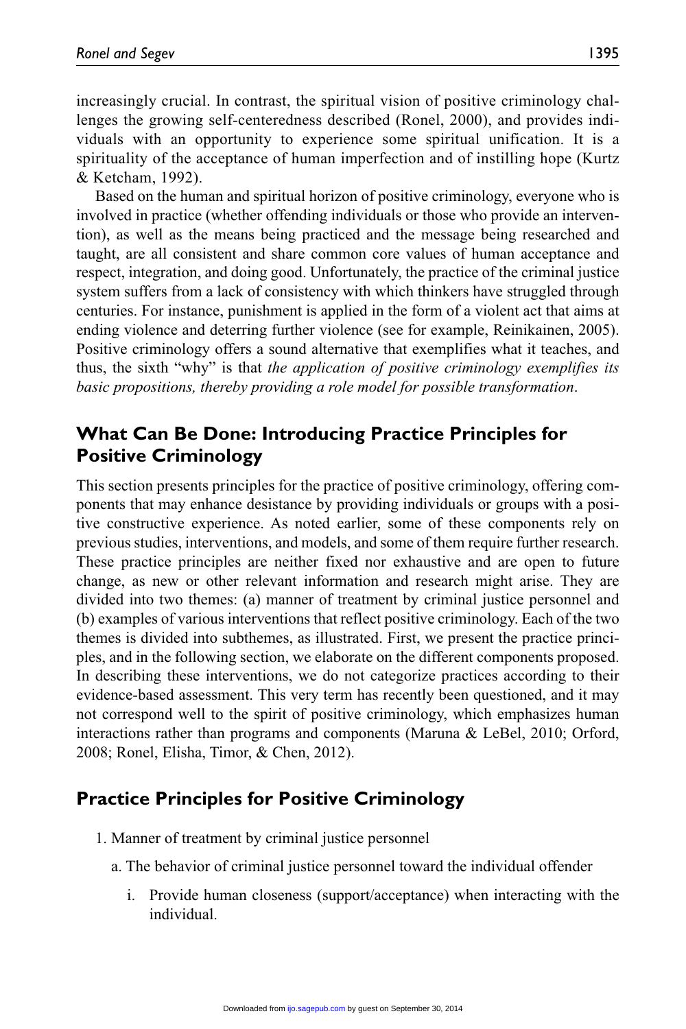increasingly crucial. In contrast, the spiritual vision of positive criminology challenges the growing self-centeredness described (Ronel, 2000), and provides individuals with an opportunity to experience some spiritual unification. It is a spirituality of the acceptance of human imperfection and of instilling hope (Kurtz & Ketcham, 1992).

Based on the human and spiritual horizon of positive criminology, everyone who is involved in practice (whether offending individuals or those who provide an intervention), as well as the means being practiced and the message being researched and taught, are all consistent and share common core values of human acceptance and respect, integration, and doing good. Unfortunately, the practice of the criminal justice system suffers from a lack of consistency with which thinkers have struggled through centuries. For instance, punishment is applied in the form of a violent act that aims at ending violence and deterring further violence (see for example, Reinikainen, 2005). Positive criminology offers a sound alternative that exemplifies what it teaches, and thus, the sixth "why" is that *the application of positive criminology exemplifies its basic propositions, thereby providing a role model for possible transformation*.

## What Can Be Done: Introducing Practice Principles for Positive Criminology

This section presents principles for the practice of positive criminology, offering components that may enhance desistance by providing individuals or groups with a positive constructive experience. As noted earlier, some of these components rely on previous studies, interventions, and models, and some of them require further research. These practice principles are neither fixed nor exhaustive and are open to future change, as new or other relevant information and research might arise. They are divided into two themes: (a) manner of treatment by criminal justice personnel and (b) examples of various interventions that reflect positive criminology. Each of the two themes is divided into subthemes, as illustrated. First, we present the practice principles, and in the following section, we elaborate on the different components proposed. In describing these interventions, we do not categorize practices according to their evidence-based assessment. This very term has recently been questioned, and it may not correspond well to the spirit of positive criminology, which emphasizes human interactions rather than programs and components (Maruna & LeBel, 2010; Orford, 2008; Ronel, Elisha, Timor, & Chen, 2012).

## Practice Principles for Positive Criminology

1. Manner of treatment by criminal justice personnel
   a. The behavior of criminal justice personnel toward the individual offender
      i. Provide human closeness (support/acceptance) when interacting with the individual.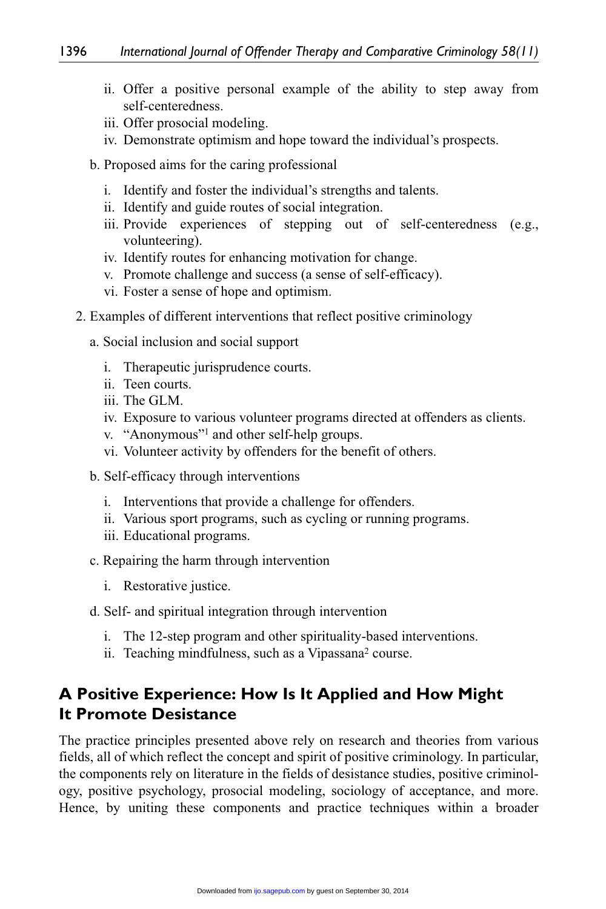ii. Offer a positive personal example of the ability to step away from self-centeredness.
   iii. Offer prosocial modeling.
   iv. Demonstrate optimism and hope toward the individual's prospects.

b. Proposed aims for the caring professional

   i. Identify and foster the individual's strengths and talents.
   ii. Identify and guide routes of social integration.
   iii. Provide experiences of stepping out of self-centeredness (e.g., volunteering).
   iv. Identify routes for enhancing motivation for change.
   v. Promote challenge and success (a sense of self-efficacy).
   vi. Foster a sense of hope and optimism.

2. Examples of different interventions that reflect positive criminology

   a. Social inclusion and social support

      i. Therapeutic jurisprudence courts.
      ii. Teen courts.
      iii. The GLM.
      iv. Exposure to various volunteer programs directed at offenders as clients.
      v. "Anonymous"[1] and other self-help groups.
      vi. Volunteer activity by offenders for the benefit of others.

   b. Self-efficacy through interventions

      i. Interventions that provide a challenge for offenders.
      ii. Various sport programs, such as cycling or running programs.
      iii. Educational programs.

   c. Repairing the harm through intervention

      i. Restorative justice.

   d. Self- and spiritual integration through intervention

      i. The 12-step program and other spirituality-based interventions.
      ii. Teaching mindfulness, such as a Vipassana[2] course.

## A Positive Experience: How Is It Applied and How Might It Promote Desistance

The practice principles presented above rely on research and theories from various fields, all of which reflect the concept and spirit of positive criminology. In particular, the components rely on literature in the fields of desistance studies, positive criminology, positive psychology, prosocial modeling, sociology of acceptance, and more. Hence, by uniting these components and practice techniques within a broader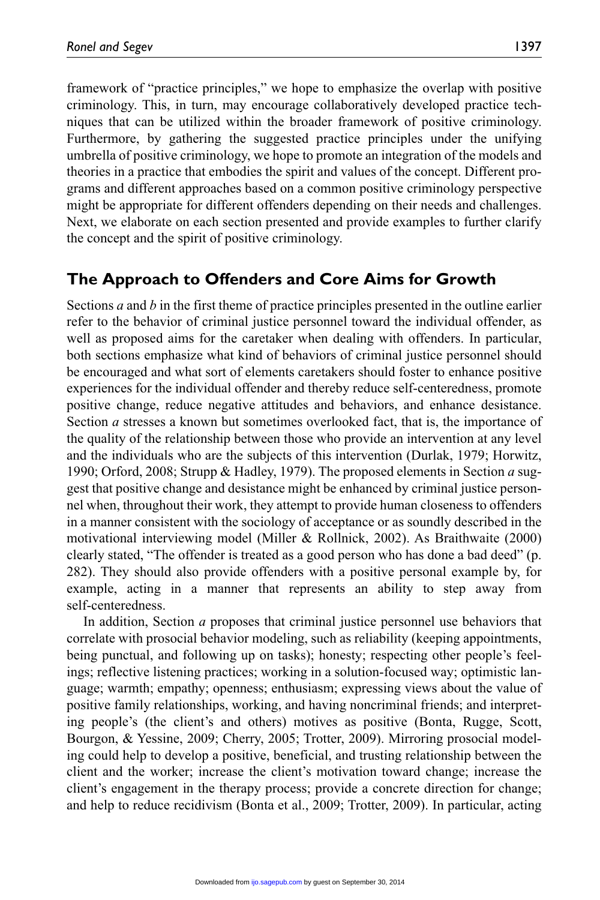framework of "practice principles," we hope to emphasize the overlap with positive criminology. This, in turn, may encourage collaboratively developed practice techniques that can be utilized within the broader framework of positive criminology. Furthermore, by gathering the suggested practice principles under the unifying umbrella of positive criminology, we hope to promote an integration of the models and theories in a practice that embodies the spirit and values of the concept. Different programs and different approaches based on a common positive criminology perspective might be appropriate for different offenders depending on their needs and challenges. Next, we elaborate on each section presented and provide examples to further clarify the concept and the spirit of positive criminology.

## The Approach to Offenders and Core Aims for Growth

Sections *a* and *b* in the first theme of practice principles presented in the outline earlier refer to the behavior of criminal justice personnel toward the individual offender, as well as proposed aims for the caretaker when dealing with offenders. In particular, both sections emphasize what kind of behaviors of criminal justice personnel should be encouraged and what sort of elements caretakers should foster to enhance positive experiences for the individual offender and thereby reduce self-centeredness, promote positive change, reduce negative attitudes and behaviors, and enhance desistance. Section *a* stresses a known but sometimes overlooked fact, that is, the importance of the quality of the relationship between those who provide an intervention at any level and the individuals who are the subjects of this intervention (Durlak, 1979; Horwitz, 1990; Orford, 2008; Strupp & Hadley, 1979). The proposed elements in Section *a* suggest that positive change and desistance might be enhanced by criminal justice personnel when, throughout their work, they attempt to provide human closeness to offenders in a manner consistent with the sociology of acceptance or as soundly described in the motivational interviewing model (Miller & Rollnick, 2002). As Braithwaite (2000) clearly stated, "The offender is treated as a good person who has done a bad deed" (p. 282). They should also provide offenders with a positive personal example by, for example, acting in a manner that represents an ability to step away from self-centeredness.

In addition, Section *a* proposes that criminal justice personnel use behaviors that correlate with prosocial behavior modeling, such as reliability (keeping appointments, being punctual, and following up on tasks); honesty; respecting other people's feelings; reflective listening practices; working in a solution-focused way; optimistic language; warmth; empathy; openness; enthusiasm; expressing views about the value of positive family relationships, working, and having noncriminal friends; and interpreting people's (the client's and others) motives as positive (Bonta, Rugge, Scott, Bourgon, & Yessine, 2009; Cherry, 2005; Trotter, 2009). Mirroring prosocial modeling could help to develop a positive, beneficial, and trusting relationship between the client and the worker; increase the client's motivation toward change; increase the client's engagement in the therapy process; provide a concrete direction for change; and help to reduce recidivism (Bonta et al., 2009; Trotter, 2009). In particular, acting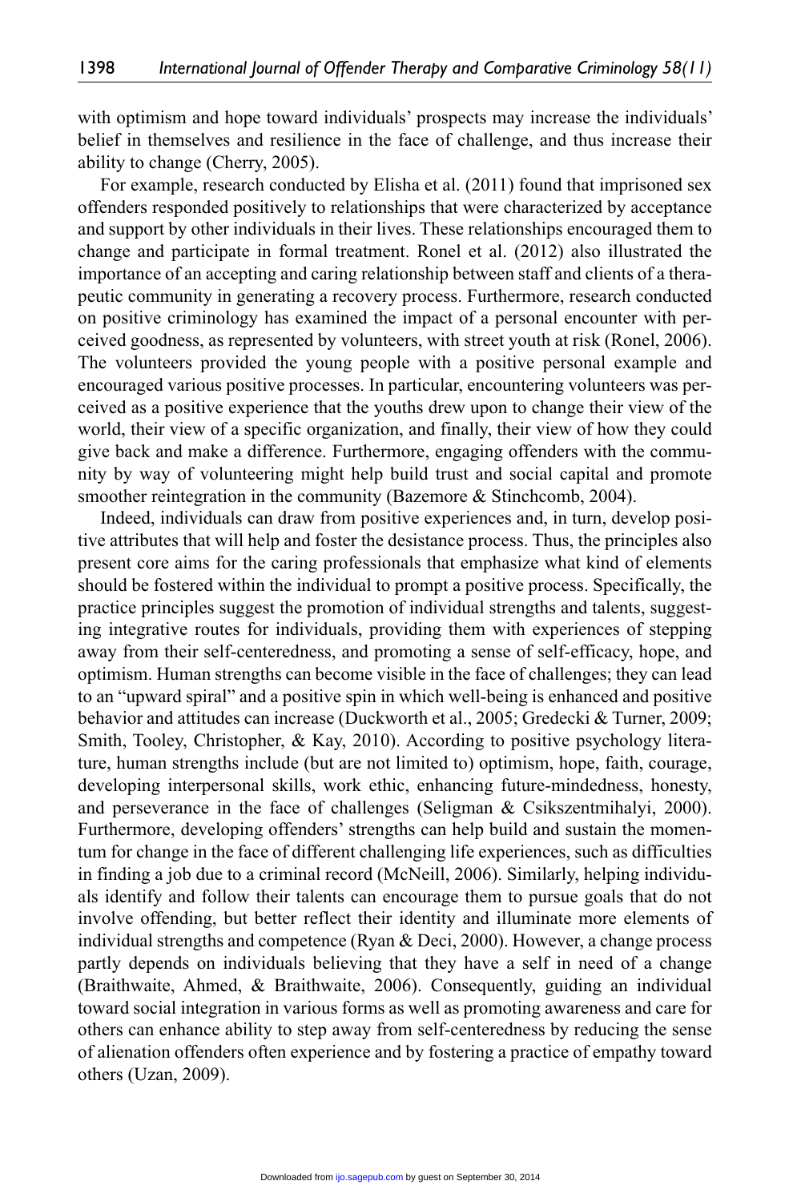with optimism and hope toward individuals' prospects may increase the individuals' belief in themselves and resilience in the face of challenge, and thus increase their ability to change (Cherry, 2005).

For example, research conducted by Elisha et al. (2011) found that imprisoned sex offenders responded positively to relationships that were characterized by acceptance and support by other individuals in their lives. These relationships encouraged them to change and participate in formal treatment. Ronel et al. (2012) also illustrated the importance of an accepting and caring relationship between staff and clients of a therapeutic community in generating a recovery process. Furthermore, research conducted on positive criminology has examined the impact of a personal encounter with perceived goodness, as represented by volunteers, with street youth at risk (Ronel, 2006). The volunteers provided the young people with a positive personal example and encouraged various positive processes. In particular, encountering volunteers was perceived as a positive experience that the youths drew upon to change their view of the world, their view of a specific organization, and finally, their view of how they could give back and make a difference. Furthermore, engaging offenders with the community by way of volunteering might help build trust and social capital and promote smoother reintegration in the community (Bazemore & Stinchcomb, 2004).

Indeed, individuals can draw from positive experiences and, in turn, develop positive attributes that will help and foster the desistance process. Thus, the principles also present core aims for the caring professionals that emphasize what kind of elements should be fostered within the individual to prompt a positive process. Specifically, the practice principles suggest the promotion of individual strengths and talents, suggesting integrative routes for individuals, providing them with experiences of stepping away from their self-centeredness, and promoting a sense of self-efficacy, hope, and optimism. Human strengths can become visible in the face of challenges; they can lead to an "upward spiral" and a positive spin in which well-being is enhanced and positive behavior and attitudes can increase (Duckworth et al., 2005; Gredecki & Turner, 2009; Smith, Tooley, Christopher, & Kay, 2010). According to positive psychology literature, human strengths include (but are not limited to) optimism, hope, faith, courage, developing interpersonal skills, work ethic, enhancing future-mindedness, honesty, and perseverance in the face of challenges (Seligman & Csikszentmihalyi, 2000). Furthermore, developing offenders' strengths can help build and sustain the momentum for change in the face of different challenging life experiences, such as difficulties in finding a job due to a criminal record (McNeill, 2006). Similarly, helping individuals identify and follow their talents can encourage them to pursue goals that do not involve offending, but better reflect their identity and illuminate more elements of individual strengths and competence (Ryan & Deci, 2000). However, a change process partly depends on individuals believing that they have a self in need of a change (Braithwaite, Ahmed, & Braithwaite, 2006). Consequently, guiding an individual toward social integration in various forms as well as promoting awareness and care for others can enhance ability to step away from self-centeredness by reducing the sense of alienation offenders often experience and by fostering a practice of empathy toward others (Uzan, 2009).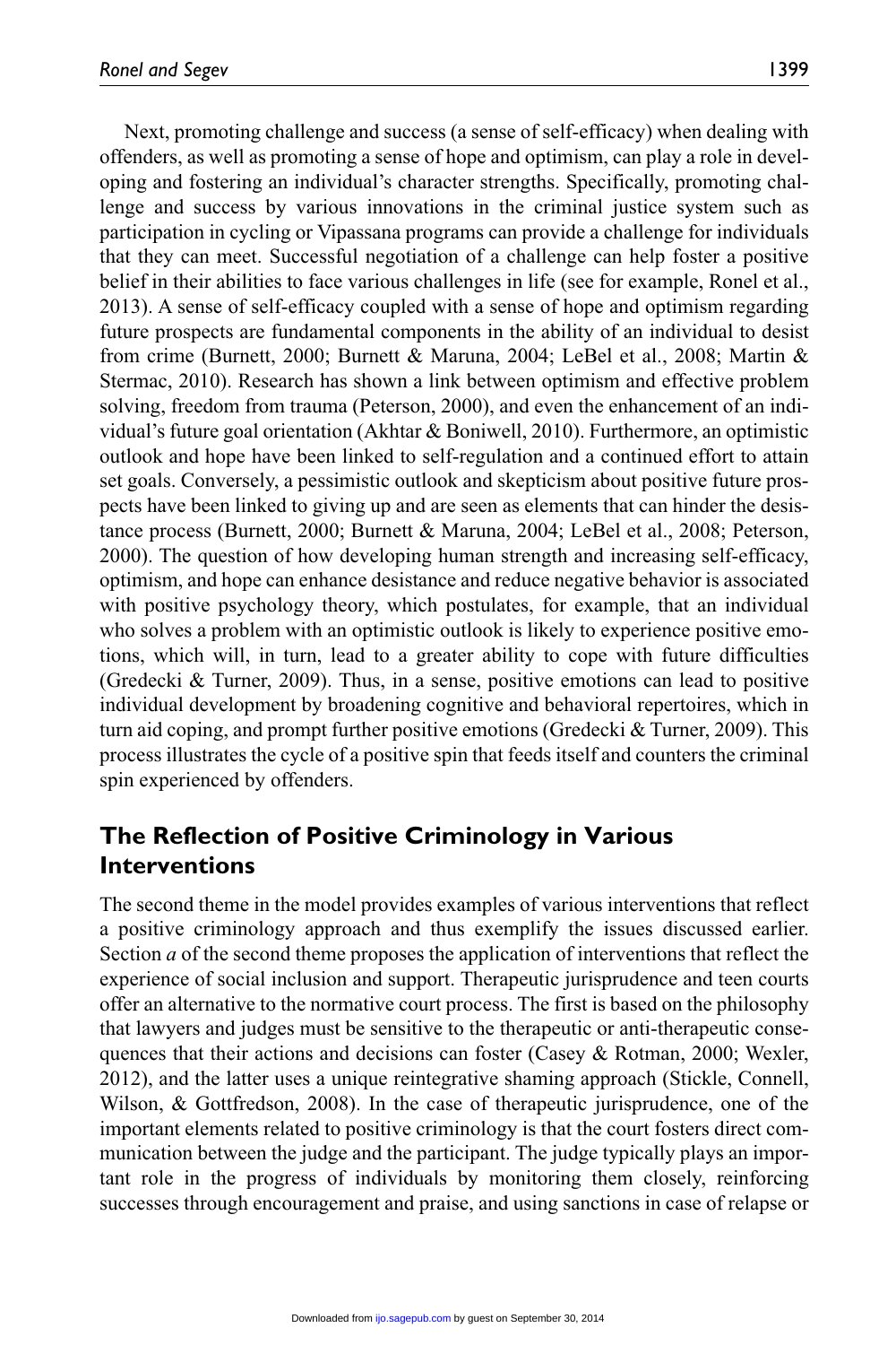Next, promoting challenge and success (a sense of self-efficacy) when dealing with offenders, as well as promoting a sense of hope and optimism, can play a role in developing and fostering an individual's character strengths. Specifically, promoting challenge and success by various innovations in the criminal justice system such as participation in cycling or Vipassana programs can provide a challenge for individuals that they can meet. Successful negotiation of a challenge can help foster a positive belief in their abilities to face various challenges in life (see for example, Ronel et al., 2013). A sense of self-efficacy coupled with a sense of hope and optimism regarding future prospects are fundamental components in the ability of an individual to desist from crime (Burnett, 2000; Burnett & Maruna, 2004; LeBel et al., 2008; Martin & Stermac, 2010). Research has shown a link between optimism and effective problem solving, freedom from trauma (Peterson, 2000), and even the enhancement of an individual's future goal orientation (Akhtar & Boniwell, 2010). Furthermore, an optimistic outlook and hope have been linked to self-regulation and a continued effort to attain set goals. Conversely, a pessimistic outlook and skepticism about positive future prospects have been linked to giving up and are seen as elements that can hinder the desistance process (Burnett, 2000; Burnett & Maruna, 2004; LeBel et al., 2008; Peterson, 2000). The question of how developing human strength and increasing self-efficacy, optimism, and hope can enhance desistance and reduce negative behavior is associated with positive psychology theory, which postulates, for example, that an individual who solves a problem with an optimistic outlook is likely to experience positive emotions, which will, in turn, lead to a greater ability to cope with future difficulties (Gredecki & Turner, 2009). Thus, in a sense, positive emotions can lead to positive individual development by broadening cognitive and behavioral repertoires, which in turn aid coping, and prompt further positive emotions (Gredecki & Turner, 2009). This process illustrates the cycle of a positive spin that feeds itself and counters the criminal spin experienced by offenders.

## The Reflection of Positive Criminology in Various Interventions

The second theme in the model provides examples of various interventions that reflect a positive criminology approach and thus exemplify the issues discussed earlier. Section *a* of the second theme proposes the application of interventions that reflect the experience of social inclusion and support. Therapeutic jurisprudence and teen courts offer an alternative to the normative court process. The first is based on the philosophy that lawyers and judges must be sensitive to the therapeutic or anti-therapeutic consequences that their actions and decisions can foster (Casey & Rotman, 2000; Wexler, 2012), and the latter uses a unique reintegrative shaming approach (Stickle, Connell, Wilson, & Gottfredson, 2008). In the case of therapeutic jurisprudence, one of the important elements related to positive criminology is that the court fosters direct communication between the judge and the participant. The judge typically plays an important role in the progress of individuals by monitoring them closely, reinforcing successes through encouragement and praise, and using sanctions in case of relapse or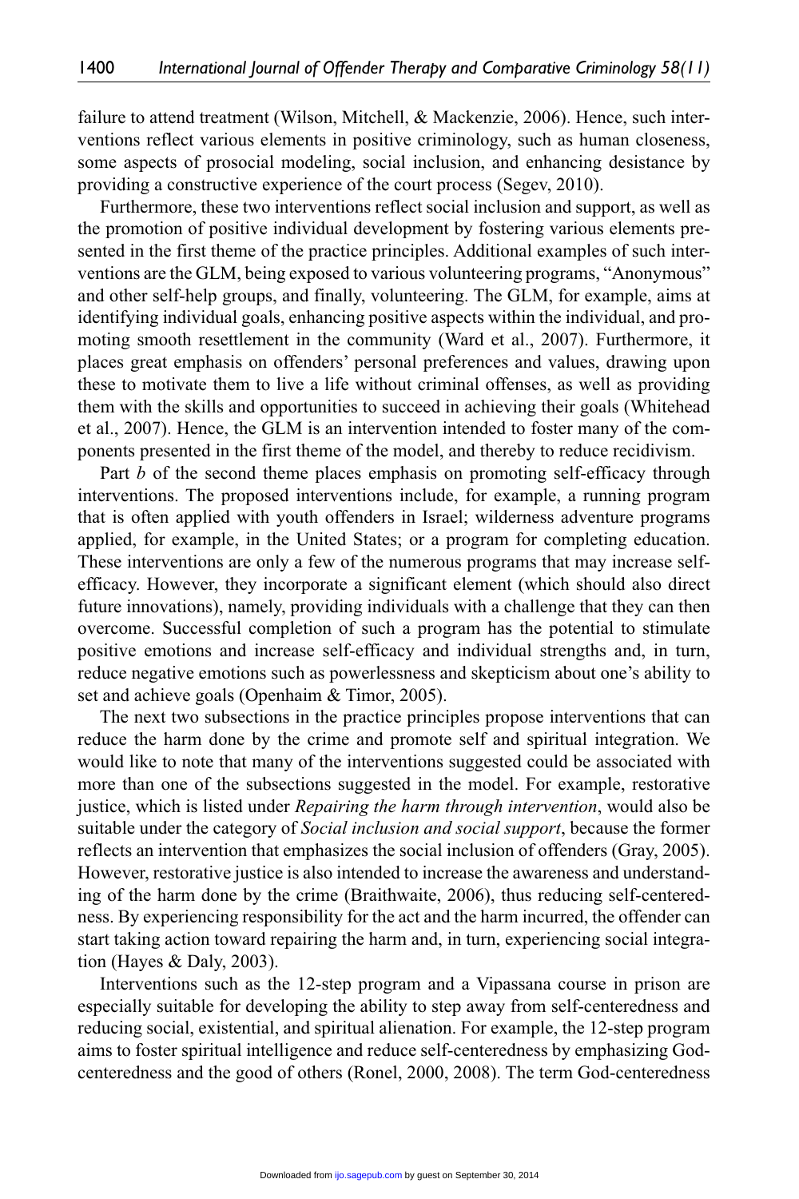failure to attend treatment (Wilson, Mitchell, & Mackenzie, 2006). Hence, such interventions reflect various elements in positive criminology, such as human closeness, some aspects of prosocial modeling, social inclusion, and enhancing desistance by providing a constructive experience of the court process (Segev, 2010).

Furthermore, these two interventions reflect social inclusion and support, as well as the promotion of positive individual development by fostering various elements presented in the first theme of the practice principles. Additional examples of such interventions are the GLM, being exposed to various volunteering programs, "Anonymous" and other self-help groups, and finally, volunteering. The GLM, for example, aims at identifying individual goals, enhancing positive aspects within the individual, and promoting smooth resettlement in the community (Ward et al., 2007). Furthermore, it places great emphasis on offenders' personal preferences and values, drawing upon these to motivate them to live a life without criminal offenses, as well as providing them with the skills and opportunities to succeed in achieving their goals (Whitehead et al., 2007). Hence, the GLM is an intervention intended to foster many of the components presented in the first theme of the model, and thereby to reduce recidivism.

Part *b* of the second theme places emphasis on promoting self-efficacy through interventions. The proposed interventions include, for example, a running program that is often applied with youth offenders in Israel; wilderness adventure programs applied, for example, in the United States; or a program for completing education. These interventions are only a few of the numerous programs that may increase self-efficacy. However, they incorporate a significant element (which should also direct future innovations), namely, providing individuals with a challenge that they can then overcome. Successful completion of such a program has the potential to stimulate positive emotions and increase self-efficacy and individual strengths and, in turn, reduce negative emotions such as powerlessness and skepticism about one's ability to set and achieve goals (Openhaim & Timor, 2005).

The next two subsections in the practice principles propose interventions that can reduce the harm done by the crime and promote self and spiritual integration. We would like to note that many of the interventions suggested could be associated with more than one of the subsections suggested in the model. For example, restorative justice, which is listed under *Repairing the harm through intervention*, would also be suitable under the category of *Social inclusion and social support*, because the former reflects an intervention that emphasizes the social inclusion of offenders (Gray, 2005). However, restorative justice is also intended to increase the awareness and understanding of the harm done by the crime (Braithwaite, 2006), thus reducing self-centeredness. By experiencing responsibility for the act and the harm incurred, the offender can start taking action toward repairing the harm and, in turn, experiencing social integration (Hayes & Daly, 2003).

Interventions such as the 12-step program and a Vipassana course in prison are especially suitable for developing the ability to step away from self-centeredness and reducing social, existential, and spiritual alienation. For example, the 12-step program aims to foster spiritual intelligence and reduce self-centeredness by emphasizing God-centeredness and the good of others (Ronel, 2000, 2008). The term God-centeredness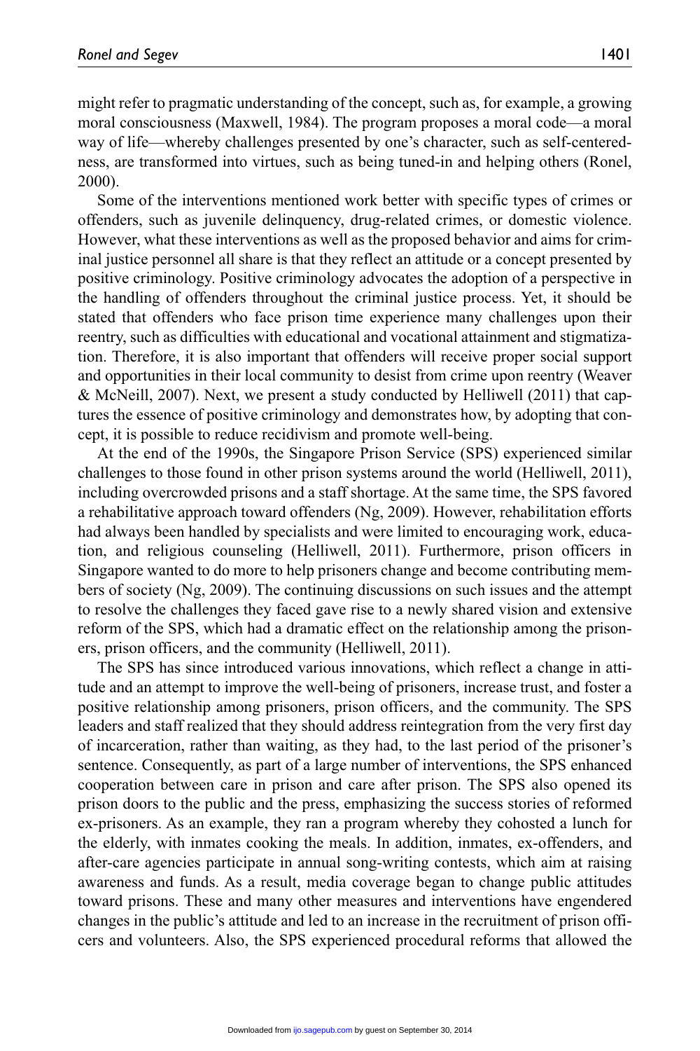might refer to pragmatic understanding of the concept, such as, for example, a growing moral consciousness (Maxwell, 1984). The program proposes a moral code—a moral way of life—whereby challenges presented by one's character, such as self-centeredness, are transformed into virtues, such as being tuned-in and helping others (Ronel, 2000).

Some of the interventions mentioned work better with specific types of crimes or offenders, such as juvenile delinquency, drug-related crimes, or domestic violence. However, what these interventions as well as the proposed behavior and aims for criminal justice personnel all share is that they reflect an attitude or a concept presented by positive criminology. Positive criminology advocates the adoption of a perspective in the handling of offenders throughout the criminal justice process. Yet, it should be stated that offenders who face prison time experience many challenges upon their reentry, such as difficulties with educational and vocational attainment and stigmatization. Therefore, it is also important that offenders will receive proper social support and opportunities in their local community to desist from crime upon reentry (Weaver & McNeill, 2007). Next, we present a study conducted by Helliwell (2011) that captures the essence of positive criminology and demonstrates how, by adopting that concept, it is possible to reduce recidivism and promote well-being.

At the end of the 1990s, the Singapore Prison Service (SPS) experienced similar challenges to those found in other prison systems around the world (Helliwell, 2011), including overcrowded prisons and a staff shortage. At the same time, the SPS favored a rehabilitative approach toward offenders (Ng, 2009). However, rehabilitation efforts had always been handled by specialists and were limited to encouraging work, education, and religious counseling (Helliwell, 2011). Furthermore, prison officers in Singapore wanted to do more to help prisoners change and become contributing members of society (Ng, 2009). The continuing discussions on such issues and the attempt to resolve the challenges they faced gave rise to a newly shared vision and extensive reform of the SPS, which had a dramatic effect on the relationship among the prisoners, prison officers, and the community (Helliwell, 2011).

The SPS has since introduced various innovations, which reflect a change in attitude and an attempt to improve the well-being of prisoners, increase trust, and foster a positive relationship among prisoners, prison officers, and the community. The SPS leaders and staff realized that they should address reintegration from the very first day of incarceration, rather than waiting, as they had, to the last period of the prisoner's sentence. Consequently, as part of a large number of interventions, the SPS enhanced cooperation between care in prison and care after prison. The SPS also opened its prison doors to the public and the press, emphasizing the success stories of reformed ex-prisoners. As an example, they ran a program whereby they cohosted a lunch for the elderly, with inmates cooking the meals. In addition, inmates, ex-offenders, and after-care agencies participate in annual song-writing contests, which aim at raising awareness and funds. As a result, media coverage began to change public attitudes toward prisons. These and many other measures and interventions have engendered changes in the public's attitude and led to an increase in the recruitment of prison officers and volunteers. Also, the SPS experienced procedural reforms that allowed the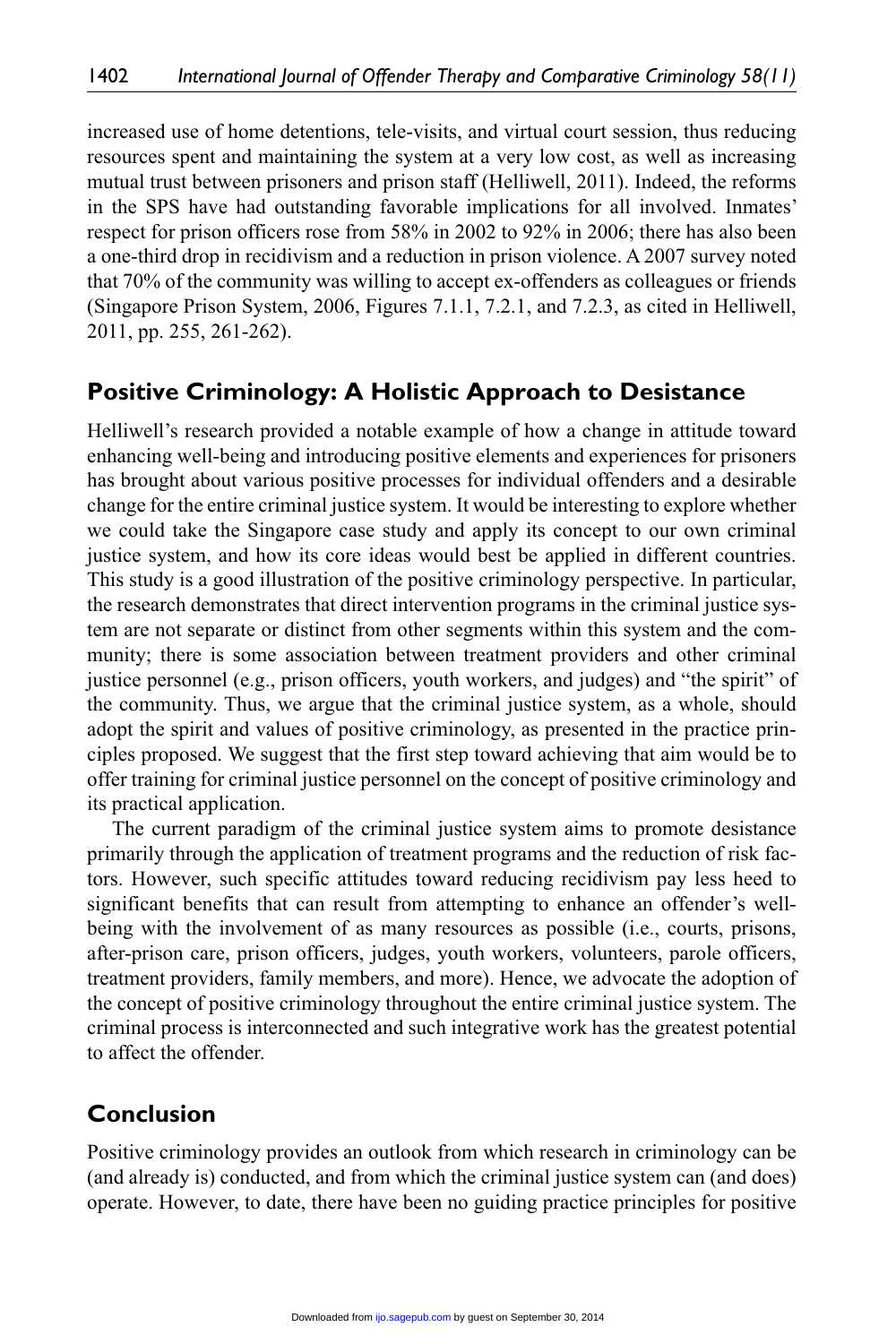increased use of home detentions, tele-visits, and virtual court session, thus reducing resources spent and maintaining the system at a very low cost, as well as increasing mutual trust between prisoners and prison staff (Helliwell, 2011). Indeed, the reforms in the SPS have had outstanding favorable implications for all involved. Inmates' respect for prison officers rose from 58% in 2002 to 92% in 2006; there has also been a one-third drop in recidivism and a reduction in prison violence. A 2007 survey noted that 70% of the community was willing to accept ex-offenders as colleagues or friends (Singapore Prison System, 2006, Figures 7.1.1, 7.2.1, and 7.2.3, as cited in Helliwell, 2011, pp. 255, 261-262).

## Positive Criminology: A Holistic Approach to Desistance

Helliwell's research provided a notable example of how a change in attitude toward enhancing well-being and introducing positive elements and experiences for prisoners has brought about various positive processes for individual offenders and a desirable change for the entire criminal justice system. It would be interesting to explore whether we could take the Singapore case study and apply its concept to our own criminal justice system, and how its core ideas would best be applied in different countries. This study is a good illustration of the positive criminology perspective. In particular, the research demonstrates that direct intervention programs in the criminal justice system are not separate or distinct from other segments within this system and the community; there is some association between treatment providers and other criminal justice personnel (e.g., prison officers, youth workers, and judges) and "the spirit" of the community. Thus, we argue that the criminal justice system, as a whole, should adopt the spirit and values of positive criminology, as presented in the practice principles proposed. We suggest that the first step toward achieving that aim would be to offer training for criminal justice personnel on the concept of positive criminology and its practical application.

The current paradigm of the criminal justice system aims to promote desistance primarily through the application of treatment programs and the reduction of risk factors. However, such specific attitudes toward reducing recidivism pay less heed to significant benefits that can result from attempting to enhance an offender's well-being with the involvement of as many resources as possible (i.e., courts, prisons, after-prison care, prison officers, judges, youth workers, volunteers, parole officers, treatment providers, family members, and more). Hence, we advocate the adoption of the concept of positive criminology throughout the entire criminal justice system. The criminal process is interconnected and such integrative work has the greatest potential to affect the offender.

## Conclusion

Positive criminology provides an outlook from which research in criminology can be (and already is) conducted, and from which the criminal justice system can (and does) operate. However, to date, there have been no guiding practice principles for positive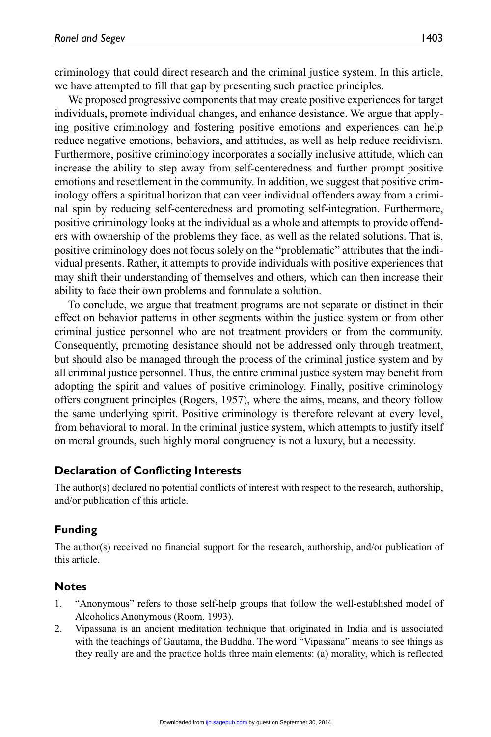criminology that could direct research and the criminal justice system. In this article, we have attempted to fill that gap by presenting such practice principles.

We proposed progressive components that may create positive experiences for target individuals, promote individual changes, and enhance desistance. We argue that applying positive criminology and fostering positive emotions and experiences can help reduce negative emotions, behaviors, and attitudes, as well as help reduce recidivism. Furthermore, positive criminology incorporates a socially inclusive attitude, which can increase the ability to step away from self-centeredness and further prompt positive emotions and resettlement in the community. In addition, we suggest that positive criminology offers a spiritual horizon that can veer individual offenders away from a criminal spin by reducing self-centeredness and promoting self-integration. Furthermore, positive criminology looks at the individual as a whole and attempts to provide offenders with ownership of the problems they face, as well as the related solutions. That is, positive criminology does not focus solely on the "problematic" attributes that the individual presents. Rather, it attempts to provide individuals with positive experiences that may shift their understanding of themselves and others, which can then increase their ability to face their own problems and formulate a solution.

To conclude, we argue that treatment programs are not separate or distinct in their effect on behavior patterns in other segments within the justice system or from other criminal justice personnel who are not treatment providers or from the community. Consequently, promoting desistance should not be addressed only through treatment, but should also be managed through the process of the criminal justice system and by all criminal justice personnel. Thus, the entire criminal justice system may benefit from adopting the spirit and values of positive criminology. Finally, positive criminology offers congruent principles (Rogers, 1957), where the aims, means, and theory follow the same underlying spirit. Positive criminology is therefore relevant at every level, from behavioral to moral. In the criminal justice system, which attempts to justify itself on moral grounds, such highly moral congruency is not a luxury, but a necessity.

### Declaration of Conflicting Interests

The author(s) declared no potential conflicts of interest with respect to the research, authorship, and/or publication of this article.

### Funding

The author(s) received no financial support for the research, authorship, and/or publication of this article.

### Notes

1. "Anonymous" refers to those self-help groups that follow the well-established model of Alcoholics Anonymous (Room, 1993).
2. Vipassana is an ancient meditation technique that originated in India and is associated with the teachings of Gautama, the Buddha. The word "Vipassana" means to see things as they really are and the practice holds three main elements: (a) morality, which is reflected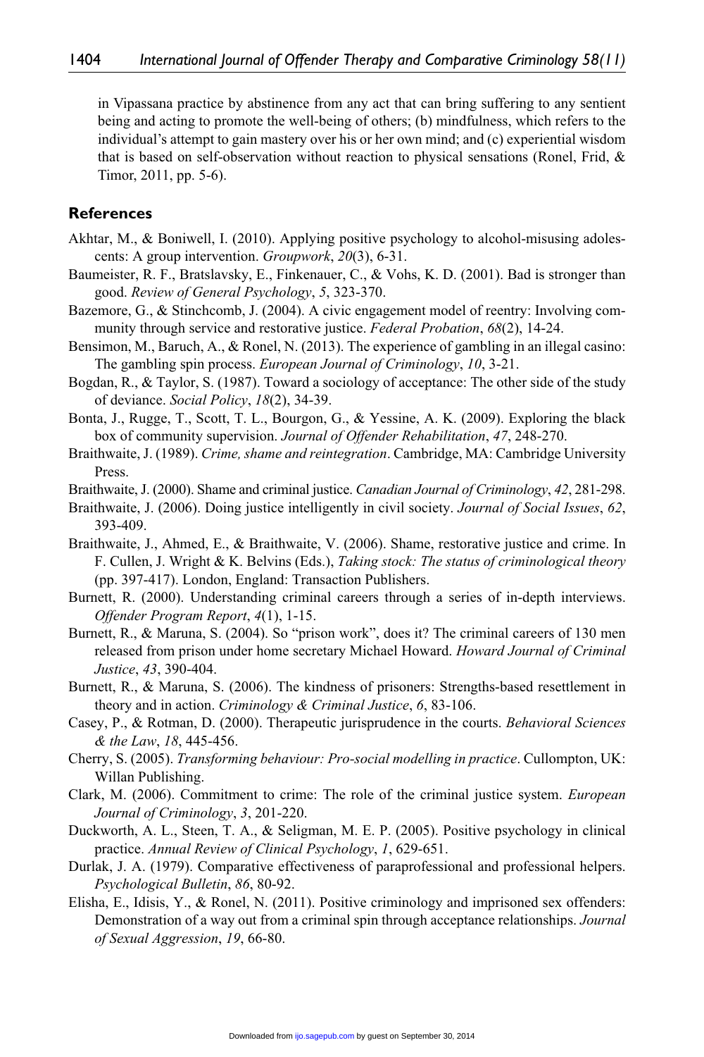in Vipassana practice by abstinence from any act that can bring suffering to any sentient being and acting to promote the well-being of others; (b) mindfulness, which refers to the individual's attempt to gain mastery over his or her own mind; and (c) experiential wisdom that is based on self-observation without reaction to physical sensations (Ronel, Frid, & Timor, 2011, pp. 5-6).

## References

Akhtar, M., & Boniwell, I. (2010). Applying positive psychology to alcohol-misusing adolescents: A group intervention. *Groupwork*, *20*(3), 6-31.

Baumeister, R. F., Bratslavsky, E., Finkenauer, C., & Vohs, K. D. (2001). Bad is stronger than good. *Review of General Psychology*, *5*, 323-370.

Bazemore, G., & Stinchcomb, J. (2004). A civic engagement model of reentry: Involving community through service and restorative justice. *Federal Probation*, *68*(2), 14-24.

Bensimon, M., Baruch, A., & Ronel, N. (2013). The experience of gambling in an illegal casino: The gambling spin process. *European Journal of Criminology*, *10*, 3-21.

Bogdan, R., & Taylor, S. (1987). Toward a sociology of acceptance: The other side of the study of deviance. *Social Policy*, *18*(2), 34-39.

Bonta, J., Rugge, T., Scott, T. L., Bourgon, G., & Yessine, A. K. (2009). Exploring the black box of community supervision. *Journal of Offender Rehabilitation*, *47*, 248-270.

Braithwaite, J. (1989). *Crime, shame and reintegration*. Cambridge, MA: Cambridge University Press.

Braithwaite, J. (2000). Shame and criminal justice. *Canadian Journal of Criminology*, *42*, 281-298.

Braithwaite, J. (2006). Doing justice intelligently in civil society. *Journal of Social Issues*, *62*, 393-409.

Braithwaite, J., Ahmed, E., & Braithwaite, V. (2006). Shame, restorative justice and crime. In F. Cullen, J. Wright & K. Belvins (Eds.), *Taking stock: The status of criminological theory* (pp. 397-417). London, England: Transaction Publishers.

Burnett, R. (2000). Understanding criminal careers through a series of in-depth interviews. *Offender Program Report*, *4*(1), 1-15.

Burnett, R., & Maruna, S. (2004). So "prison work", does it? The criminal careers of 130 men released from prison under home secretary Michael Howard. *Howard Journal of Criminal Justice*, *43*, 390-404.

Burnett, R., & Maruna, S. (2006). The kindness of prisoners: Strengths-based resettlement in theory and in action. *Criminology & Criminal Justice*, *6*, 83-106.

Casey, P., & Rotman, D. (2000). Therapeutic jurisprudence in the courts. *Behavioral Sciences & the Law*, *18*, 445-456.

Cherry, S. (2005). *Transforming behaviour: Pro-social modelling in practice*. Cullompton, UK: Willan Publishing.

Clark, M. (2006). Commitment to crime: The role of the criminal justice system. *European Journal of Criminology*, *3*, 201-220.

Duckworth, A. L., Steen, T. A., & Seligman, M. E. P. (2005). Positive psychology in clinical practice. *Annual Review of Clinical Psychology*, *1*, 629-651.

Durlak, J. A. (1979). Comparative effectiveness of paraprofessional and professional helpers. *Psychological Bulletin*, *86*, 80-92.

Elisha, E., Idisis, Y., & Ronel, N. (2011). Positive criminology and imprisoned sex offenders: Demonstration of a way out from a criminal spin through acceptance relationships. *Journal of Sexual Aggression*, *19*, 66-80.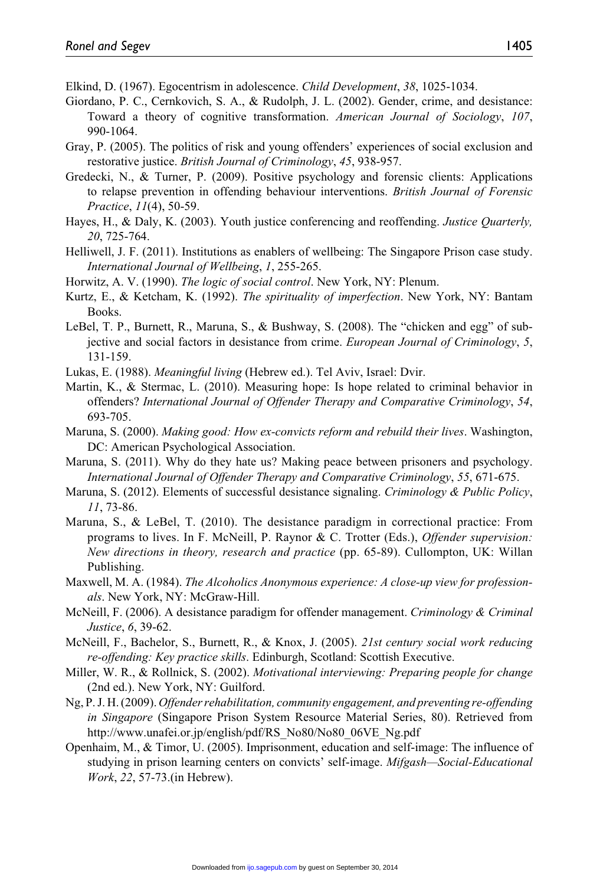Elkind, D. (1967). Egocentrism in adolescence. *Child Development*, *38*, 1025-1034.

Giordano, P. C., Cernkovich, S. A., & Rudolph, J. L. (2002). Gender, crime, and desistance: Toward a theory of cognitive transformation. *American Journal of Sociology*, *107*, 990-1064.

Gray, P. (2005). The politics of risk and young offenders' experiences of social exclusion and restorative justice. *British Journal of Criminology*, *45*, 938-957.

Gredecki, N., & Turner, P. (2009). Positive psychology and forensic clients: Applications to relapse prevention in offending behaviour interventions. *British Journal of Forensic Practice*, *11*(4), 50-59.

Hayes, H., & Daly, K. (2003). Youth justice conferencing and reoffending. *Justice Quarterly, 20*, 725-764.

Helliwell, J. F. (2011). Institutions as enablers of wellbeing: The Singapore Prison case study. *International Journal of Wellbeing*, *1*, 255-265.

Horwitz, A. V. (1990). *The logic of social control*. New York, NY: Plenum.

Kurtz, E., & Ketcham, K. (1992). *The spirituality of imperfection*. New York, NY: Bantam Books.

LeBel, T. P., Burnett, R., Maruna, S., & Bushway, S. (2008). The "chicken and egg" of subjective and social factors in desistance from crime. *European Journal of Criminology*, *5*, 131-159.

Lukas, E. (1988). *Meaningful living* (Hebrew ed.). Tel Aviv, Israel: Dvir.

Martin, K., & Stermac, L. (2010). Measuring hope: Is hope related to criminal behavior in offenders? *International Journal of Offender Therapy and Comparative Criminology*, *54*, 693-705.

Maruna, S. (2000). *Making good: How ex-convicts reform and rebuild their lives*. Washington, DC: American Psychological Association.

Maruna, S. (2011). Why do they hate us? Making peace between prisoners and psychology. *International Journal of Offender Therapy and Comparative Criminology*, *55*, 671-675.

Maruna, S. (2012). Elements of successful desistance signaling. *Criminology & Public Policy*, *11*, 73-86.

Maruna, S., & LeBel, T. (2010). The desistance paradigm in correctional practice: From programs to lives. In F. McNeill, P. Raynor & C. Trotter (Eds.), *Offender supervision: New directions in theory, research and practice* (pp. 65-89). Cullompton, UK: Willan Publishing.

Maxwell, M. A. (1984). *The Alcoholics Anonymous experience: A close-up view for professionals*. New York, NY: McGraw-Hill.

McNeill, F. (2006). A desistance paradigm for offender management. *Criminology & Criminal Justice*, *6*, 39-62.

McNeill, F., Bachelor, S., Burnett, R., & Knox, J. (2005). *21st century social work reducing re-offending: Key practice skills*. Edinburgh, Scotland: Scottish Executive.

Miller, W. R., & Rollnick, S. (2002). *Motivational interviewing: Preparing people for change* (2nd ed.). New York, NY: Guilford.

Ng, P. J. H. (2009). *Offender rehabilitation, community engagement, and preventing re-offending in Singapore* (Singapore Prison System Resource Material Series, 80). Retrieved from http://www.unafei.or.jp/english/pdf/RS_No80/No80_06VE_Ng.pdf

Openhaim, M., & Timor, U. (2005). Imprisonment, education and self-image: The influence of studying in prison learning centers on convicts' self-image. *Mifgash—Social-Educational Work*, *22*, 57-73.(in Hebrew).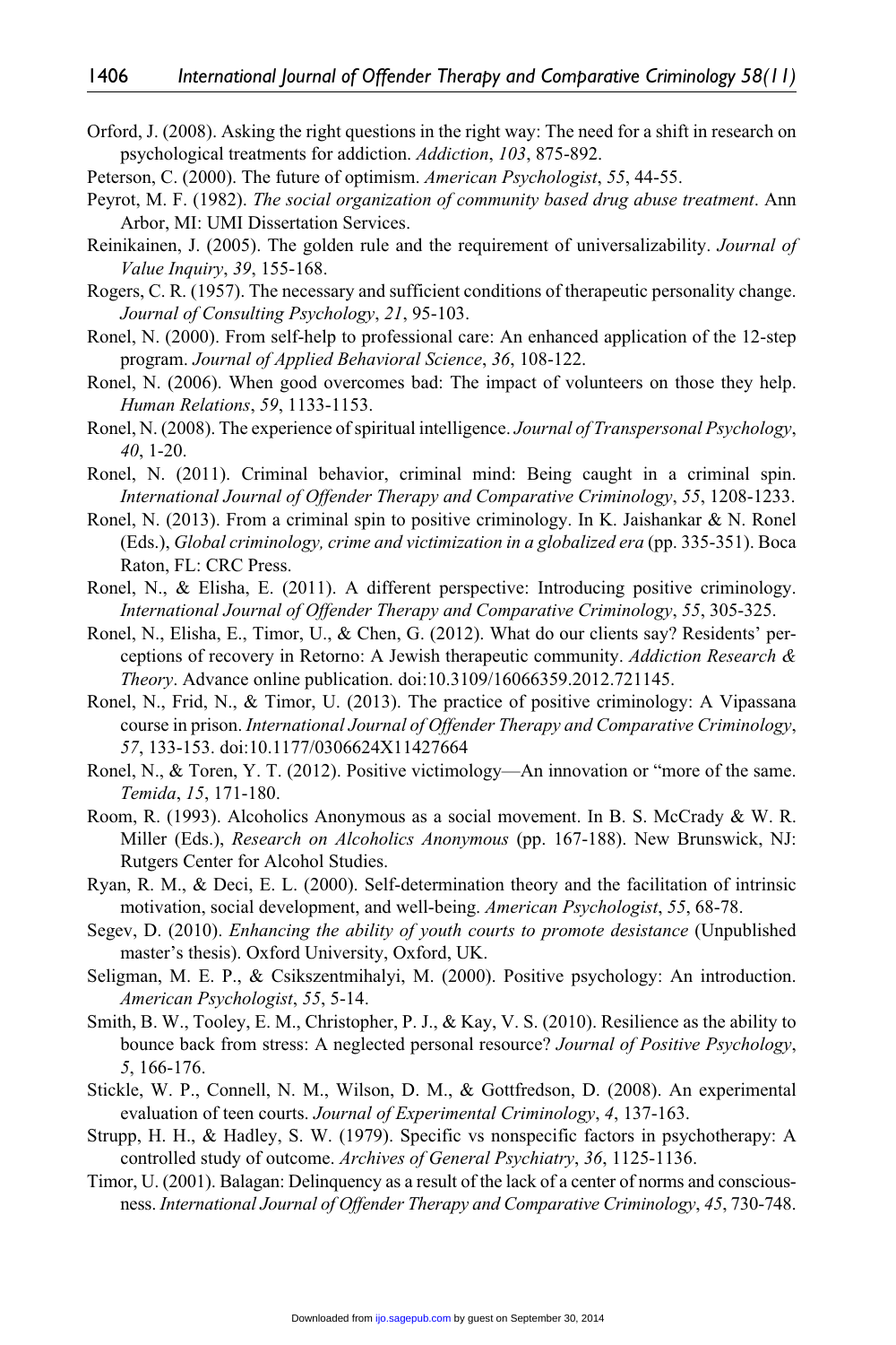Orford, J. (2008). Asking the right questions in the right way: The need for a shift in research on psychological treatments for addiction. *Addiction*, *103*, 875-892.

Peterson, C. (2000). The future of optimism. *American Psychologist*, *55*, 44-55.

Peyrot, M. F. (1982). *The social organization of community based drug abuse treatment*. Ann Arbor, MI: UMI Dissertation Services.

Reinikainen, J. (2005). The golden rule and the requirement of universalizability. *Journal of Value Inquiry*, *39*, 155-168.

Rogers, C. R. (1957). The necessary and sufficient conditions of therapeutic personality change. *Journal of Consulting Psychology*, *21*, 95-103.

Ronel, N. (2000). From self-help to professional care: An enhanced application of the 12-step program. *Journal of Applied Behavioral Science*, *36*, 108-122.

Ronel, N. (2006). When good overcomes bad: The impact of volunteers on those they help. *Human Relations*, *59*, 1133-1153.

Ronel, N. (2008). The experience of spiritual intelligence. *Journal of Transpersonal Psychology*, *40*, 1-20.

Ronel, N. (2011). Criminal behavior, criminal mind: Being caught in a criminal spin. *International Journal of Offender Therapy and Comparative Criminology*, *55*, 1208-1233.

Ronel, N. (2013). From a criminal spin to positive criminology. In K. Jaishankar & N. Ronel (Eds.), *Global criminology, crime and victimization in a globalized era* (pp. 335-351). Boca Raton, FL: CRC Press.

Ronel, N., & Elisha, E. (2011). A different perspective: Introducing positive criminology. *International Journal of Offender Therapy and Comparative Criminology*, *55*, 305-325.

Ronel, N., Elisha, E., Timor, U., & Chen, G. (2012). What do our clients say? Residents' perceptions of recovery in Retorno: A Jewish therapeutic community. *Addiction Research & Theory*. Advance online publication. doi:10.3109/16066359.2012.721145.

Ronel, N., Frid, N., & Timor, U. (2013). The practice of positive criminology: A Vipassana course in prison. *International Journal of Offender Therapy and Comparative Criminology*, *57*, 133-153. doi:10.1177/0306624X11427664

Ronel, N., & Toren, Y. T. (2012). Positive victimology—An innovation or "more of the same. *Temida*, *15*, 171-180.

Room, R. (1993). Alcoholics Anonymous as a social movement. In B. S. McCrady & W. R. Miller (Eds.), *Research on Alcoholics Anonymous* (pp. 167-188). New Brunswick, NJ: Rutgers Center for Alcohol Studies.

Ryan, R. M., & Deci, E. L. (2000). Self-determination theory and the facilitation of intrinsic motivation, social development, and well-being. *American Psychologist*, *55*, 68-78.

Segev, D. (2010). *Enhancing the ability of youth courts to promote desistance* (Unpublished master's thesis). Oxford University, Oxford, UK.

Seligman, M. E. P., & Csikszentmihalyi, M. (2000). Positive psychology: An introduction. *American Psychologist*, *55*, 5-14.

Smith, B. W., Tooley, E. M., Christopher, P. J., & Kay, V. S. (2010). Resilience as the ability to bounce back from stress: A neglected personal resource? *Journal of Positive Psychology*, *5*, 166-176.

Stickle, W. P., Connell, N. M., Wilson, D. M., & Gottfredson, D. (2008). An experimental evaluation of teen courts. *Journal of Experimental Criminology*, *4*, 137-163.

Strupp, H. H., & Hadley, S. W. (1979). Specific vs nonspecific factors in psychotherapy: A controlled study of outcome. *Archives of General Psychiatry*, *36*, 1125-1136.

Timor, U. (2001). Balagan: Delinquency as a result of the lack of a center of norms and consciousness. *International Journal of Offender Therapy and Comparative Criminology*, *45*, 730-748.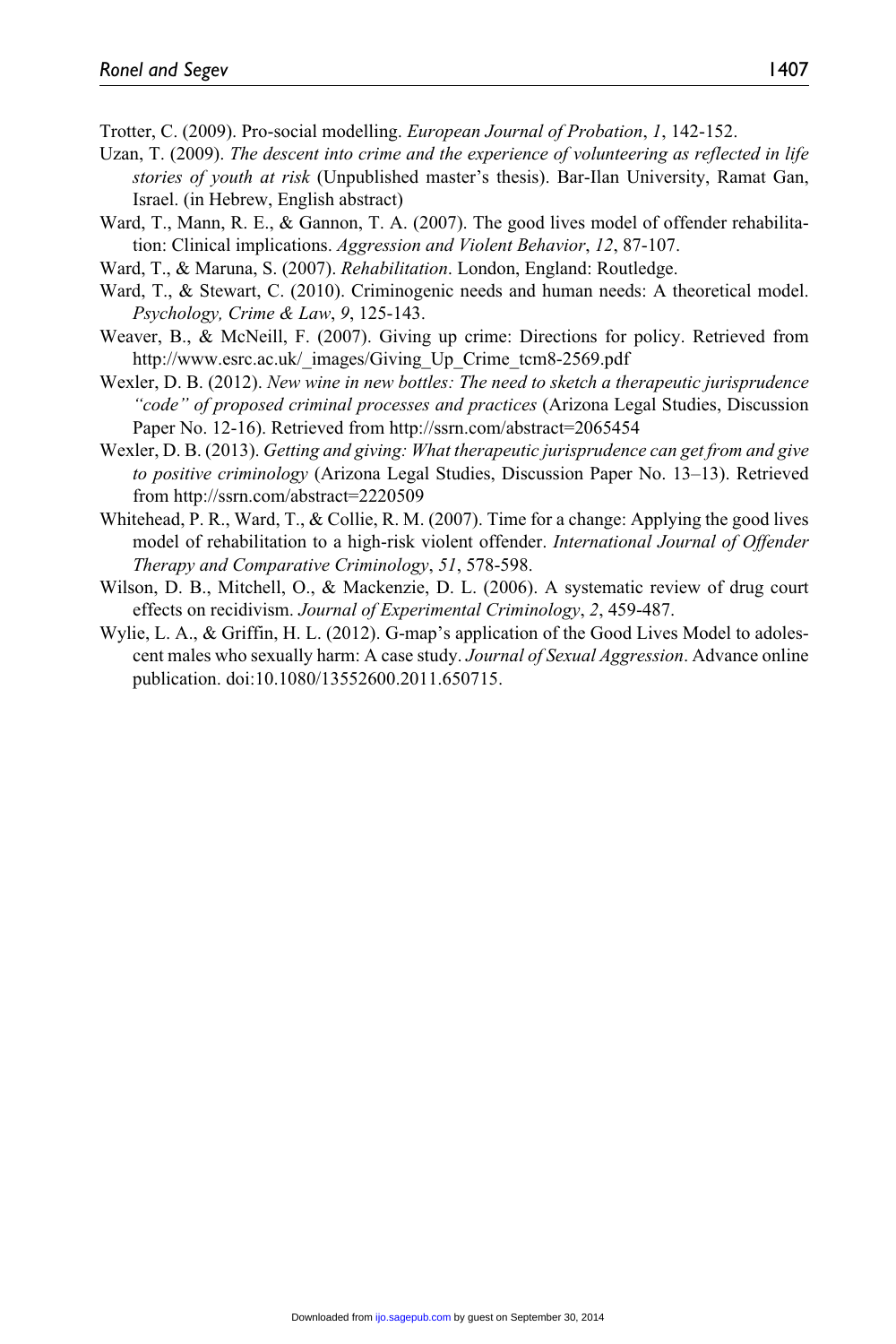Trotter, C. (2009). Pro-social modelling. *European Journal of Probation*, *1*, 142-152.

Uzan, T. (2009). *The descent into crime and the experience of volunteering as reflected in life stories of youth at risk* (Unpublished master's thesis). Bar-Ilan University, Ramat Gan, Israel. (in Hebrew, English abstract)

Ward, T., Mann, R. E., & Gannon, T. A. (2007). The good lives model of offender rehabilitation: Clinical implications. *Aggression and Violent Behavior*, *12*, 87-107.

Ward, T., & Maruna, S. (2007). *Rehabilitation*. London, England: Routledge.

Ward, T., & Stewart, C. (2010). Criminogenic needs and human needs: A theoretical model. *Psychology, Crime & Law*, *9*, 125-143.

Weaver, B., & McNeill, F. (2007). Giving up crime: Directions for policy. Retrieved from http://www.esrc.ac.uk/_images/Giving_Up_Crime_tcm8-2569.pdf

Wexler, D. B. (2012). *New wine in new bottles: The need to sketch a therapeutic jurisprudence "code" of proposed criminal processes and practices* (Arizona Legal Studies, Discussion Paper No. 12-16). Retrieved from http://ssrn.com/abstract=2065454

Wexler, D. B. (2013). *Getting and giving: What therapeutic jurisprudence can get from and give to positive criminology* (Arizona Legal Studies, Discussion Paper No. 13–13). Retrieved from http://ssrn.com/abstract=2220509

Whitehead, P. R., Ward, T., & Collie, R. M. (2007). Time for a change: Applying the good lives model of rehabilitation to a high-risk violent offender. *International Journal of Offender Therapy and Comparative Criminology*, *51*, 578-598.

Wilson, D. B., Mitchell, O., & Mackenzie, D. L. (2006). A systematic review of drug court effects on recidivism. *Journal of Experimental Criminology*, *2*, 459-487.

Wylie, L. A., & Griffin, H. L. (2012). G-map's application of the Good Lives Model to adolescent males who sexually harm: A case study. *Journal of Sexual Aggression*. Advance online publication. doi:10.1080/13552600.2011.650715.